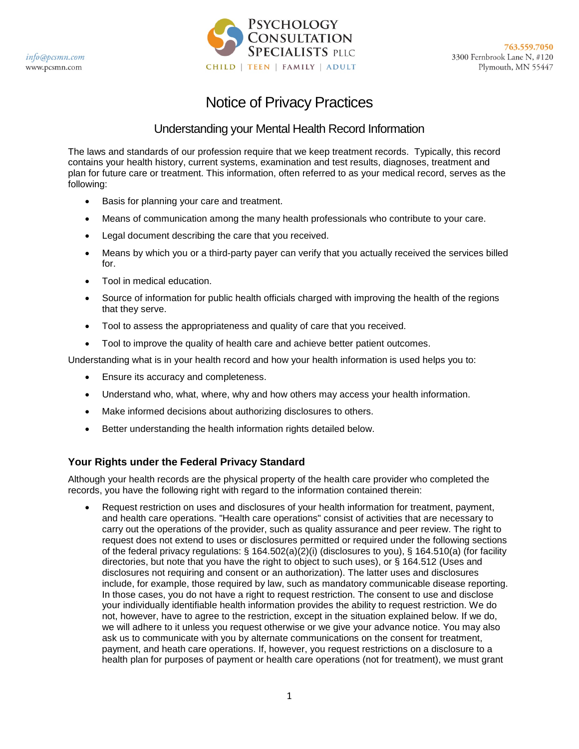info@pcsmn.com
www.pcsmn.com

**PSYCHOLOGY CONSULTATION SPECIALISTS PLLC**
CHILD | TEEN | FAMILY | ADULT

763.559.7050
3300 Fernbrook Lane N, #120
Plymouth, MN 55447

# Notice of Privacy Practices

## Understanding your Mental Health Record Information

The laws and standards of our profession require that we keep treatment records. Typically, this record contains your health history, current systems, examination and test results, diagnoses, treatment and plan for future care or treatment. This information, often referred to as your medical record, serves as the following:

- Basis for planning your care and treatment.
- Means of communication among the many health professionals who contribute to your care.
- Legal document describing the care that you received.
- Means by which you or a third-party payer can verify that you actually received the services billed for.
- Tool in medical education.
- Source of information for public health officials charged with improving the health of the regions that they serve.
- Tool to assess the appropriateness and quality of care that you received.
- Tool to improve the quality of health care and achieve better patient outcomes.

Understanding what is in your health record and how your health information is used helps you to:

- Ensure its accuracy and completeness.
- Understand who, what, where, why and how others may access your health information.
- Make informed decisions about authorizing disclosures to others.
- Better understanding the health information rights detailed below.

### Your Rights under the Federal Privacy Standard

Although your health records are the physical property of the health care provider who completed the records, you have the following right with regard to the information contained therein:

- Request restriction on uses and disclosures of your health information for treatment, payment, and health care operations. "Health care operations" consist of activities that are necessary to carry out the operations of the provider, such as quality assurance and peer review. The right to request does not extend to uses or disclosures permitted or required under the following sections of the federal privacy regulations: § 164.502(a)(2)(i) (disclosures to you), § 164.510(a) (for facility directories, but note that you have the right to object to such uses), or § 164.512 (Uses and disclosures not requiring and consent or an authorization). The latter uses and disclosures include, for example, those required by law, such as mandatory communicable disease reporting. In those cases, you do not have a right to request restriction. The consent to use and disclose your individually identifiable health information provides the ability to request restriction. We do not, however, have to agree to the restriction, except in the situation explained below. If we do, we will adhere to it unless you request otherwise or we give your advance notice. You may also ask us to communicate with you by alternate communications on the consent for treatment, payment, and heath care operations. If, however, you request restrictions on a disclosure to a health plan for purposes of payment or health care operations (not for treatment), we must grant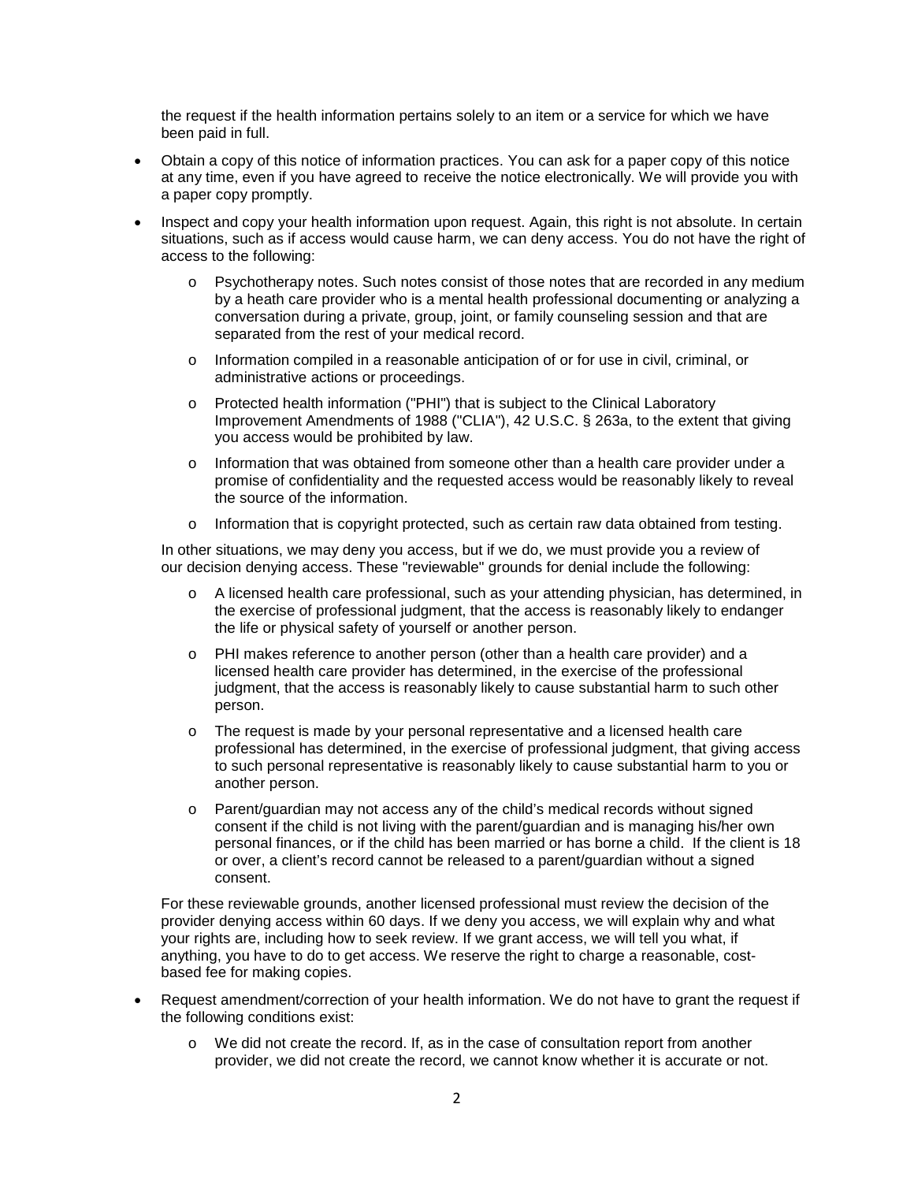the request if the health information pertains solely to an item or a service for which we have been paid in full.

- Obtain a copy of this notice of information practices. You can ask for a paper copy of this notice at any time, even if you have agreed to receive the notice electronically. We will provide you with a paper copy promptly.
- Inspect and copy your health information upon request. Again, this right is not absolute. In certain situations, such as if access would cause harm, we can deny access. You do not have the right of access to the following:
  - Psychotherapy notes. Such notes consist of those notes that are recorded in any medium by a heath care provider who is a mental health professional documenting or analyzing a conversation during a private, group, joint, or family counseling session and that are separated from the rest of your medical record.
  - Information compiled in a reasonable anticipation of or for use in civil, criminal, or administrative actions or proceedings.
  - Protected health information ("PHI") that is subject to the Clinical Laboratory Improvement Amendments of 1988 ("CLIA"), 42 U.S.C. § 263a, to the extent that giving you access would be prohibited by law.
  - Information that was obtained from someone other than a health care provider under a promise of confidentiality and the requested access would be reasonably likely to reveal the source of the information.
  - Information that is copyright protected, such as certain raw data obtained from testing.

  In other situations, we may deny you access, but if we do, we must provide you a review of our decision denying access. These "reviewable" grounds for denial include the following:

  - A licensed health care professional, such as your attending physician, has determined, in the exercise of professional judgment, that the access is reasonably likely to endanger the life or physical safety of yourself or another person.
  - PHI makes reference to another person (other than a health care provider) and a licensed health care provider has determined, in the exercise of the professional judgment, that the access is reasonably likely to cause substantial harm to such other person.
  - The request is made by your personal representative and a licensed health care professional has determined, in the exercise of professional judgment, that giving access to such personal representative is reasonably likely to cause substantial harm to you or another person.
  - Parent/guardian may not access any of the child's medical records without signed consent if the child is not living with the parent/guardian and is managing his/her own personal finances, or if the child has been married or has borne a child. If the client is 18 or over, a client's record cannot be released to a parent/guardian without a signed consent.

  For these reviewable grounds, another licensed professional must review the decision of the provider denying access within 60 days. If we deny you access, we will explain why and what your rights are, including how to seek review. If we grant access, we will tell you what, if anything, you have to do to get access. We reserve the right to charge a reasonable, cost-based fee for making copies.

- Request amendment/correction of your health information. We do not have to grant the request if the following conditions exist:
  - We did not create the record. If, as in the case of consultation report from another provider, we did not create the record, we cannot know whether it is accurate or not.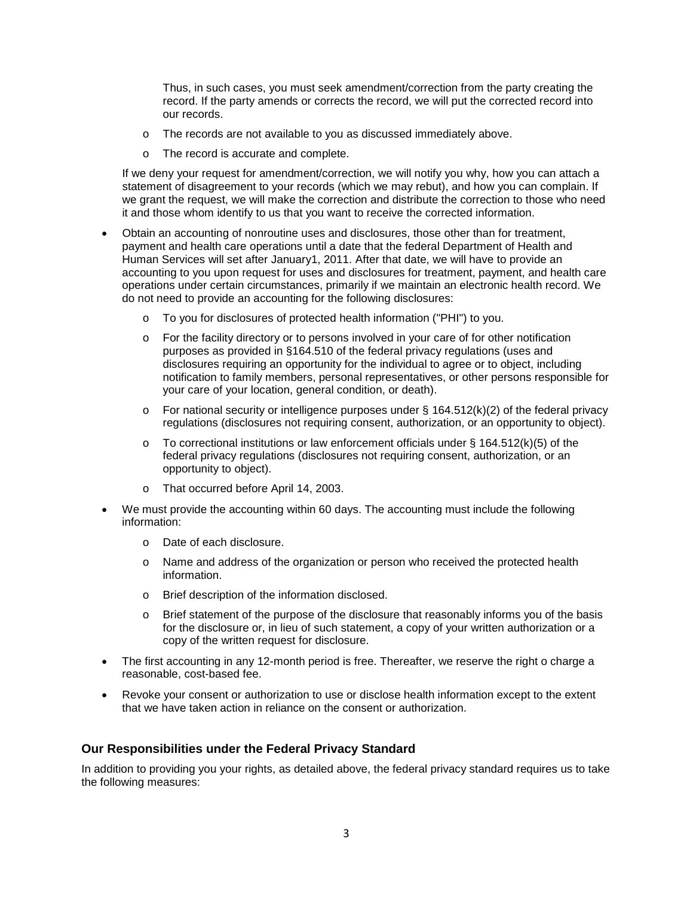Thus, in such cases, you must seek amendment/correction from the party creating the record. If the party amends or corrects the record, we will put the corrected record into our records.

  - The records are not available to you as discussed immediately above.
  - The record is accurate and complete.

  If we deny your request for amendment/correction, we will notify you why, how you can attach a statement of disagreement to your records (which we may rebut), and how you can complain. If we grant the request, we will make the correction and distribute the correction to those who need it and those whom identify to us that you want to receive the corrected information.

- Obtain an accounting of nonroutine uses and disclosures, those other than for treatment, payment and health care operations until a date that the federal Department of Health and Human Services will set after January1, 2011. After that date, we will have to provide an accounting to you upon request for uses and disclosures for treatment, payment, and health care operations under certain circumstances, primarily if we maintain an electronic health record. We do not need to provide an accounting for the following disclosures:
  - To you for disclosures of protected health information ("PHI") to you.
  - For the facility directory or to persons involved in your care of for other notification purposes as provided in §164.510 of the federal privacy regulations (uses and disclosures requiring an opportunity for the individual to agree or to object, including notification to family members, personal representatives, or other persons responsible for your care of your location, general condition, or death).
  - For national security or intelligence purposes under § 164.512(k)(2) of the federal privacy regulations (disclosures not requiring consent, authorization, or an opportunity to object).
  - To correctional institutions or law enforcement officials under § 164.512(k)(5) of the federal privacy regulations (disclosures not requiring consent, authorization, or an opportunity to object).
  - That occurred before April 14, 2003.
- We must provide the accounting within 60 days. The accounting must include the following information:
  - Date of each disclosure.
  - Name and address of the organization or person who received the protected health information.
  - Brief description of the information disclosed.
  - Brief statement of the purpose of the disclosure that reasonably informs you of the basis for the disclosure or, in lieu of such statement, a copy of your written authorization or a copy of the written request for disclosure.
- The first accounting in any 12-month period is free. Thereafter, we reserve the right o charge a reasonable, cost-based fee.
- Revoke your consent or authorization to use or disclose health information except to the extent that we have taken action in reliance on the consent or authorization.

### Our Responsibilities under the Federal Privacy Standard

In addition to providing you your rights, as detailed above, the federal privacy standard requires us to take the following measures: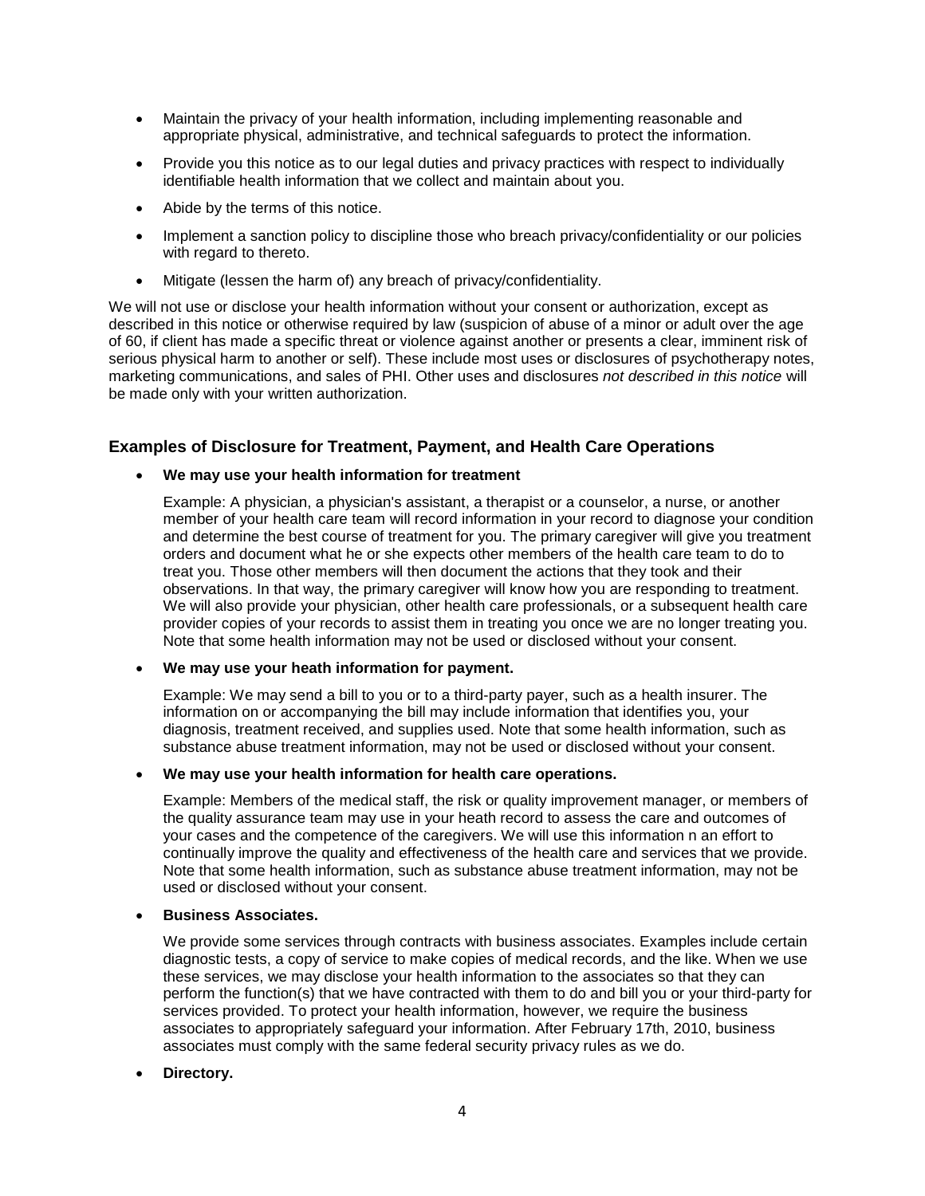- Maintain the privacy of your health information, including implementing reasonable and appropriate physical, administrative, and technical safeguards to protect the information.
- Provide you this notice as to our legal duties and privacy practices with respect to individually identifiable health information that we collect and maintain about you.
- Abide by the terms of this notice.
- Implement a sanction policy to discipline those who breach privacy/confidentiality or our policies with regard to thereto.
- Mitigate (lessen the harm of) any breach of privacy/confidentiality.

We will not use or disclose your health information without your consent or authorization, except as described in this notice or otherwise required by law (suspicion of abuse of a minor or adult over the age of 60, if client has made a specific threat or violence against another or presents a clear, imminent risk of serious physical harm to another or self). These include most uses or disclosures of psychotherapy notes, marketing communications, and sales of PHI. Other uses and disclosures *not described in this notice* will be made only with your written authorization.

### Examples of Disclosure for Treatment, Payment, and Health Care Operations

- **We may use your health information for treatment**

  Example: A physician, a physician's assistant, a therapist or a counselor, a nurse, or another member of your health care team will record information in your record to diagnose your condition and determine the best course of treatment for you. The primary caregiver will give you treatment orders and document what he or she expects other members of the health care team to do to treat you. Those other members will then document the actions that they took and their observations. In that way, the primary caregiver will know how you are responding to treatment. We will also provide your physician, other health care professionals, or a subsequent health care provider copies of your records to assist them in treating you once we are no longer treating you. Note that some health information may not be used or disclosed without your consent.

- **We may use your heath information for payment.**

  Example: We may send a bill to you or to a third-party payer, such as a health insurer. The information on or accompanying the bill may include information that identifies you, your diagnosis, treatment received, and supplies used. Note that some health information, such as substance abuse treatment information, may not be used or disclosed without your consent.

- **We may use your health information for health care operations.**

  Example: Members of the medical staff, the risk or quality improvement manager, or members of the quality assurance team may use in your heath record to assess the care and outcomes of your cases and the competence of the caregivers. We will use this information n an effort to continually improve the quality and effectiveness of the health care and services that we provide. Note that some health information, such as substance abuse treatment information, may not be used or disclosed without your consent.

- **Business Associates.**

  We provide some services through contracts with business associates. Examples include certain diagnostic tests, a copy of service to make copies of medical records, and the like. When we use these services, we may disclose your health information to the associates so that they can perform the function(s) that we have contracted with them to do and bill you or your third-party for services provided. To protect your health information, however, we require the business associates to appropriately safeguard your information. After February 17th, 2010, business associates must comply with the same federal security privacy rules as we do.

- **Directory.**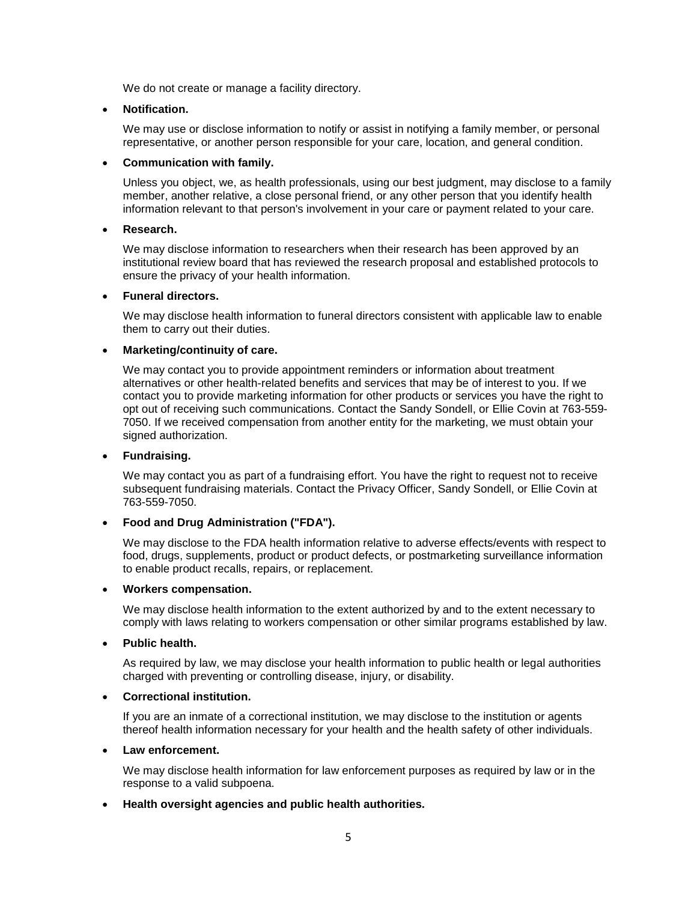We do not create or manage a facility directory.

- **Notification.**

  We may use or disclose information to notify or assist in notifying a family member, or personal representative, or another person responsible for your care, location, and general condition.

- **Communication with family.**

  Unless you object, we, as health professionals, using our best judgment, may disclose to a family member, another relative, a close personal friend, or any other person that you identify health information relevant to that person's involvement in your care or payment related to your care.

- **Research.**

  We may disclose information to researchers when their research has been approved by an institutional review board that has reviewed the research proposal and established protocols to ensure the privacy of your health information.

- **Funeral directors.**

  We may disclose health information to funeral directors consistent with applicable law to enable them to carry out their duties.

- **Marketing/continuity of care.**

  We may contact you to provide appointment reminders or information about treatment alternatives or other health-related benefits and services that may be of interest to you. If we contact you to provide marketing information for other products or services you have the right to opt out of receiving such communications. Contact the Sandy Sondell, or Ellie Covin at 763-559-7050. If we received compensation from another entity for the marketing, we must obtain your signed authorization.

- **Fundraising.**

  We may contact you as part of a fundraising effort. You have the right to request not to receive subsequent fundraising materials. Contact the Privacy Officer, Sandy Sondell, or Ellie Covin at 763-559-7050.

- **Food and Drug Administration ("FDA").**

  We may disclose to the FDA health information relative to adverse effects/events with respect to food, drugs, supplements, product or product defects, or postmarketing surveillance information to enable product recalls, repairs, or replacement.

- **Workers compensation.**

  We may disclose health information to the extent authorized by and to the extent necessary to comply with laws relating to workers compensation or other similar programs established by law.

- **Public health.**

  As required by law, we may disclose your health information to public health or legal authorities charged with preventing or controlling disease, injury, or disability.

- **Correctional institution.**

  If you are an inmate of a correctional institution, we may disclose to the institution or agents thereof health information necessary for your health and the health safety of other individuals.

- **Law enforcement.**

  We may disclose health information for law enforcement purposes as required by law or in the response to a valid subpoena.

- **Health oversight agencies and public health authorities.**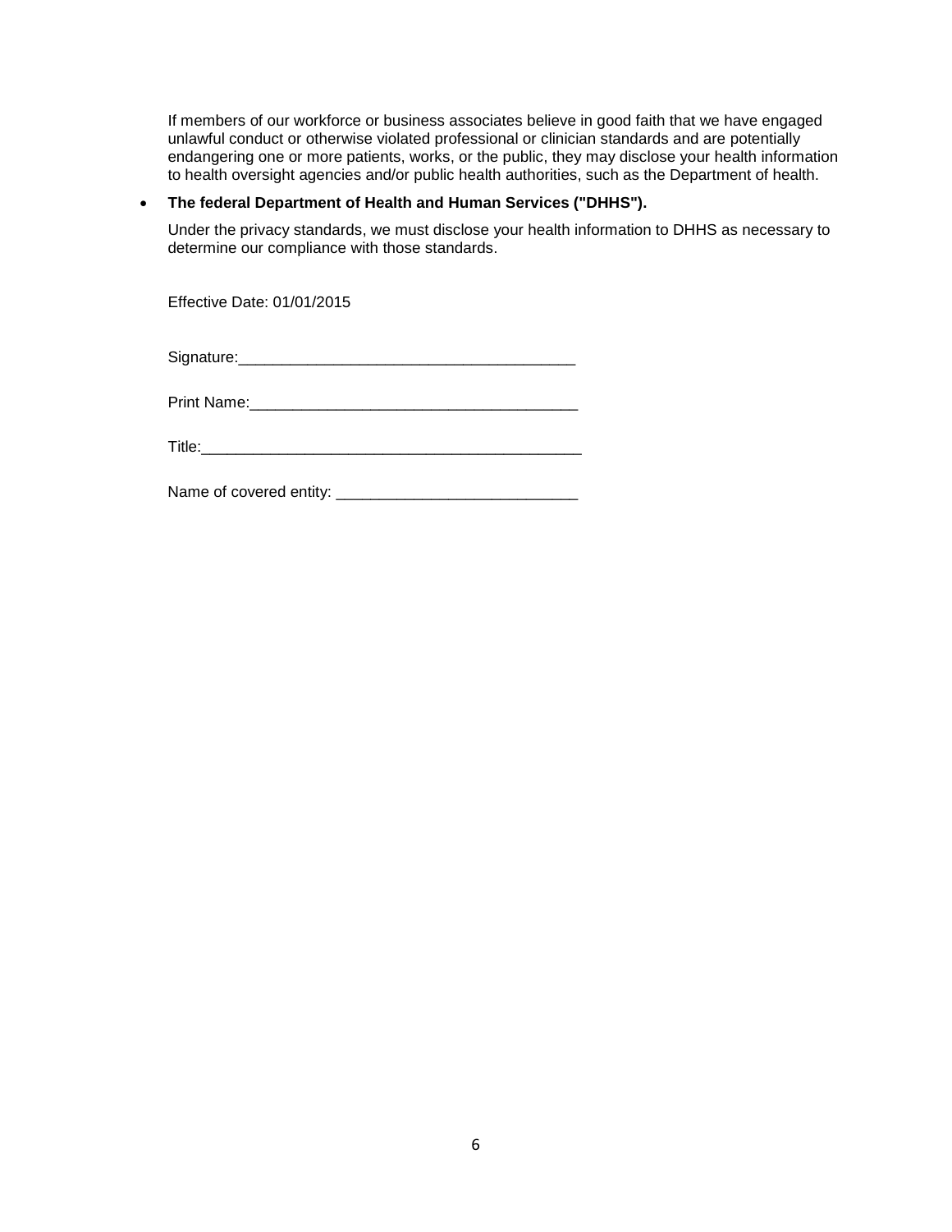If members of our workforce or business associates believe in good faith that we have engaged unlawful conduct or otherwise violated professional or clinician standards and are potentially endangering one or more patients, works, or the public, they may disclose your health information to health oversight agencies and/or public health authorities, such as the Department of health.

- **The federal Department of Health and Human Services ("DHHS").**

  Under the privacy standards, we must disclose your health information to DHHS as necessary to determine our compliance with those standards.

Effective Date: 01/01/2015

Signature:_______________________________________

Print Name:_____________________________________

Title:___________________________________________

Name of covered entity: ___________________________